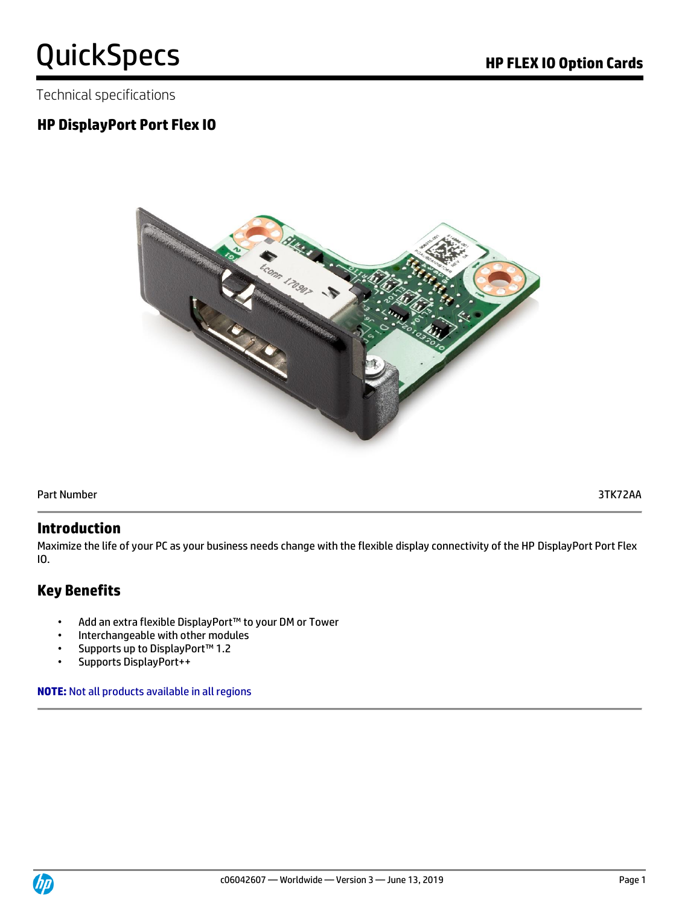# QuickSpecs

## HP FLEX IO Option Cards

Technical specifications

## HP DisplayPort Port Flex IO

| Part Number | 3TK72AA |
|---|---|

## Introduction

Maximize the life of your PC as your business needs change with the flexible display connectivity of the HP DisplayPort Port Flex IO.

## Key Benefits

- Add an extra flexible DisplayPort™ to your DM or Tower
- Interchangeable with other modules
- Supports up to DisplayPort™ 1.2
- Supports DisplayPort++

**NOTE:** Not all products available in all regions

c06042607 — Worldwide — Version 3 — June 13, 2019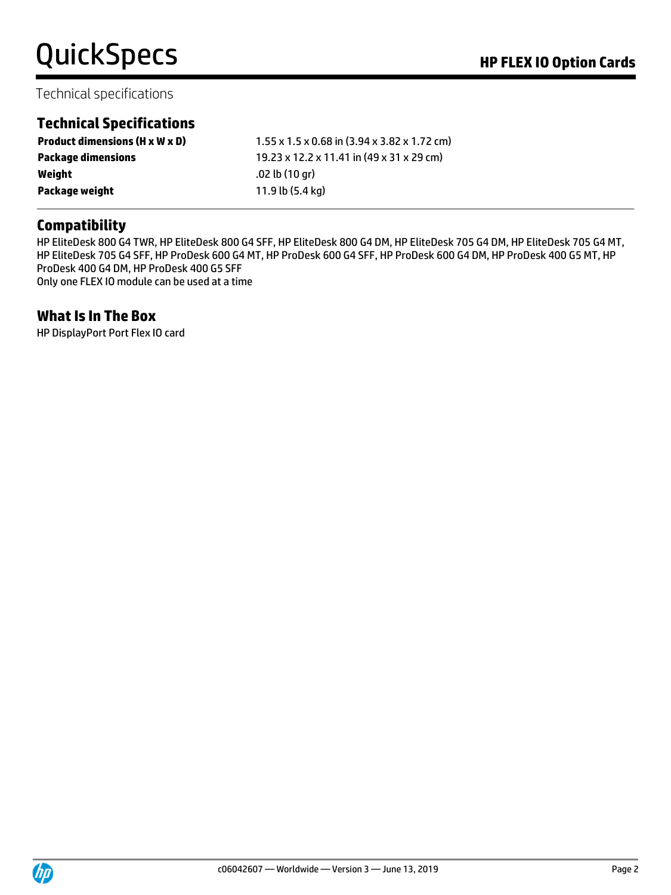Technical specifications

## Technical Specifications

| | |
|---|---|
| **Product dimensions (H x W x D)** | 1.55 x 1.5 x 0.68 in (3.94 x 3.82 x 1.72 cm) |
| **Package dimensions** | 19.23 x 12.2 x 11.41 in (49 x 31 x 29 cm) |
| **Weight** | .02 lb (10 gr) |
| **Package weight** | 11.9 lb (5.4 kg) |

## Compatibility

HP EliteDesk 800 G4 TWR, HP EliteDesk 800 G4 SFF, HP EliteDesk 800 G4 DM, HP EliteDesk 705 G4 DM, HP EliteDesk 705 G4 MT, HP EliteDesk 705 G4 SFF, HP ProDesk 600 G4 MT, HP ProDesk 600 G4 SFF, HP ProDesk 600 G4 DM, HP ProDesk 400 G5 MT, HP ProDesk 400 G4 DM, HP ProDesk 400 G5 SFF
Only one FLEX IO module can be used at a time

## What Is In The Box

HP DisplayPort Port Flex IO card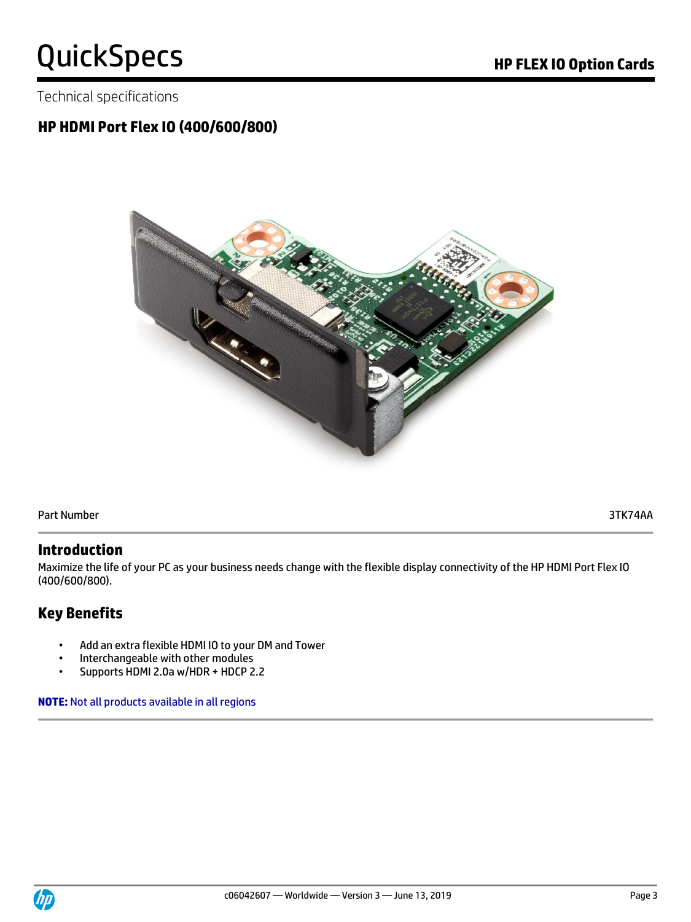Technical specifications

## HP HDMI Port Flex IO (400/600/800)

| Part Number | 3TK74AA |
|---|---|

## Introduction

Maximize the life of your PC as your business needs change with the flexible display connectivity of the HP HDMI Port Flex IO (400/600/800).

## Key Benefits

- Add an extra flexible HDMI IO to your DM and Tower
- Interchangeable with other modules
- Supports HDMI 2.0a w/HDR + HDCP 2.2

**NOTE:** Not all products available in all regions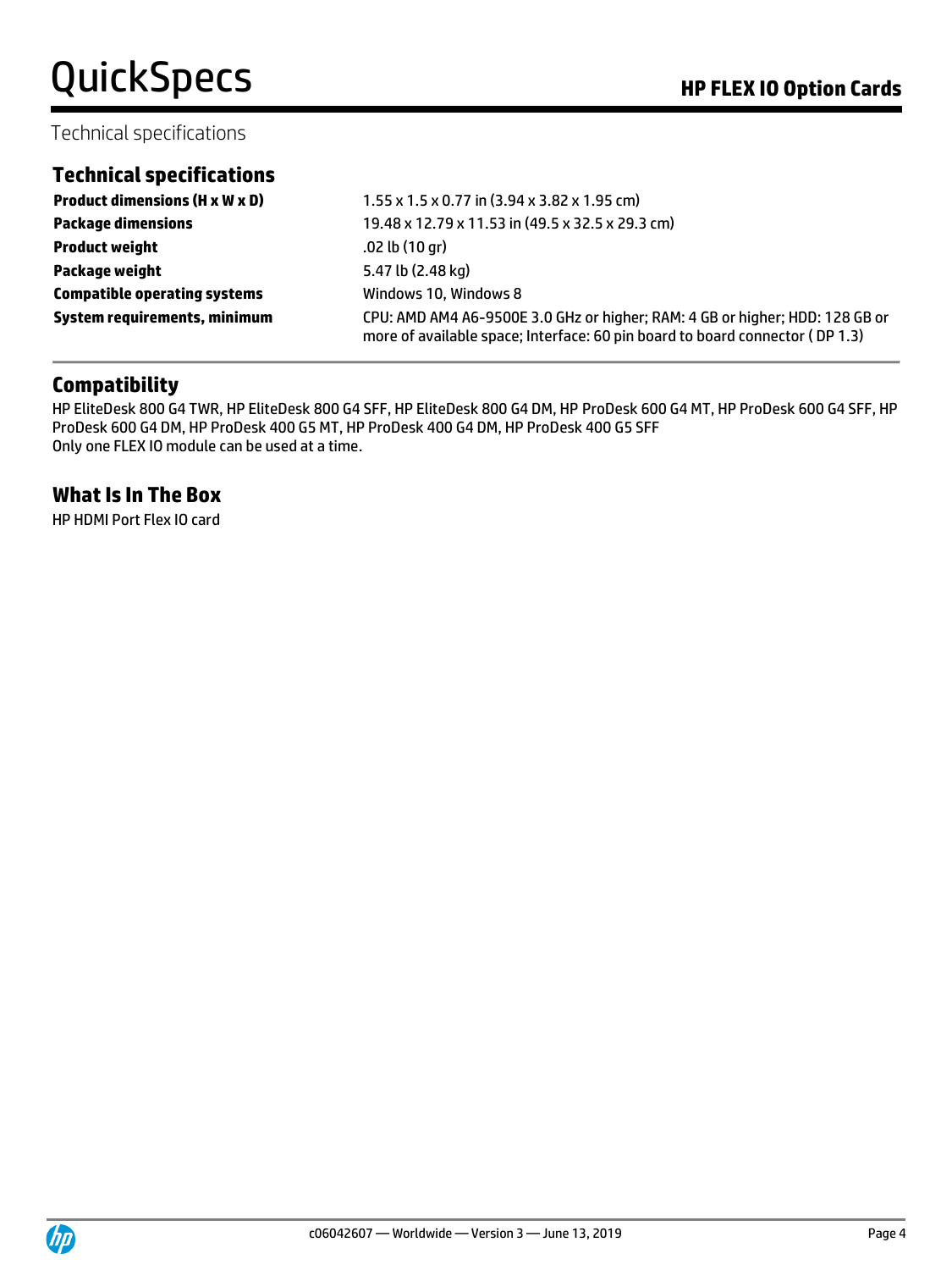Technical specifications

## Technical specifications

| | |
|---|---|
| **Product dimensions (H x W x D)** | 1.55 x 1.5 x 0.77 in (3.94 x 3.82 x 1.95 cm) |
| **Package dimensions** | 19.48 x 12.79 x 11.53 in (49.5 x 32.5 x 29.3 cm) |
| **Product weight** | .02 lb (10 gr) |
| **Package weight** | 5.47 lb (2.48 kg) |
| **Compatible operating systems** | Windows 10, Windows 8 |
| **System requirements, minimum** | CPU: AMD AM4 A6-9500E 3.0 GHz or higher; RAM: 4 GB or higher; HDD: 128 GB or more of available space; Interface: 60 pin board to board connector ( DP 1.3) |

## Compatibility

HP EliteDesk 800 G4 TWR, HP EliteDesk 800 G4 SFF, HP EliteDesk 800 G4 DM, HP ProDesk 600 G4 MT, HP ProDesk 600 G4 SFF, HP ProDesk 600 G4 DM, HP ProDesk 400 G5 MT, HP ProDesk 400 G4 DM, HP ProDesk 400 G5 SFF
Only one FLEX IO module can be used at a time.

## What Is In The Box

HP HDMI Port Flex IO card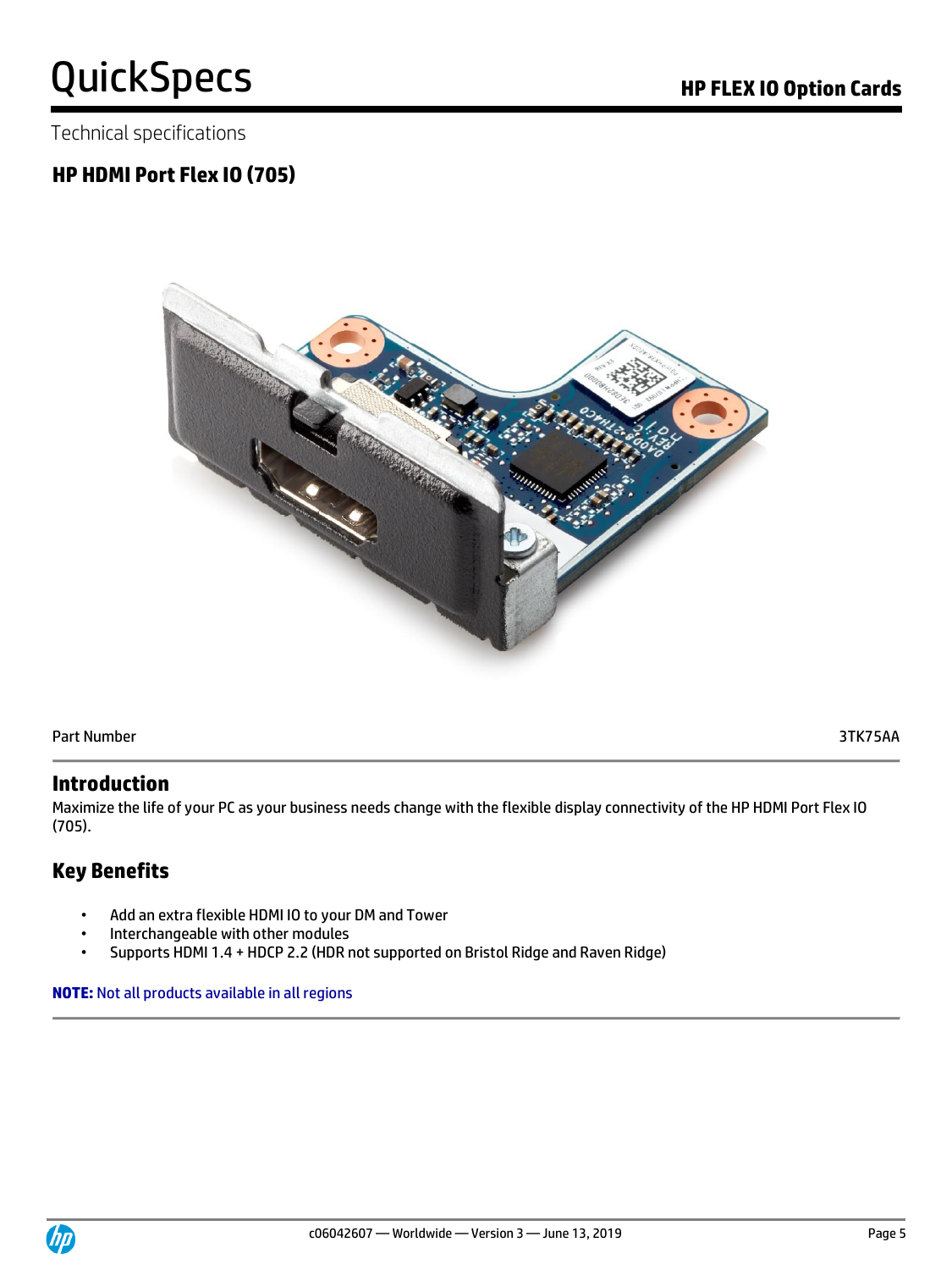Technical specifications

## HP HDMI Port Flex IO (705)

| Part Number | 3TK75AA |
|---|---|

## Introduction

Maximize the life of your PC as your business needs change with the flexible display connectivity of the HP HDMI Port Flex IO (705).

## Key Benefits

- Add an extra flexible HDMI IO to your DM and Tower
- Interchangeable with other modules
- Supports HDMI 1.4 + HDCP 2.2 (HDR not supported on Bristol Ridge and Raven Ridge)

**NOTE:** Not all products available in all regions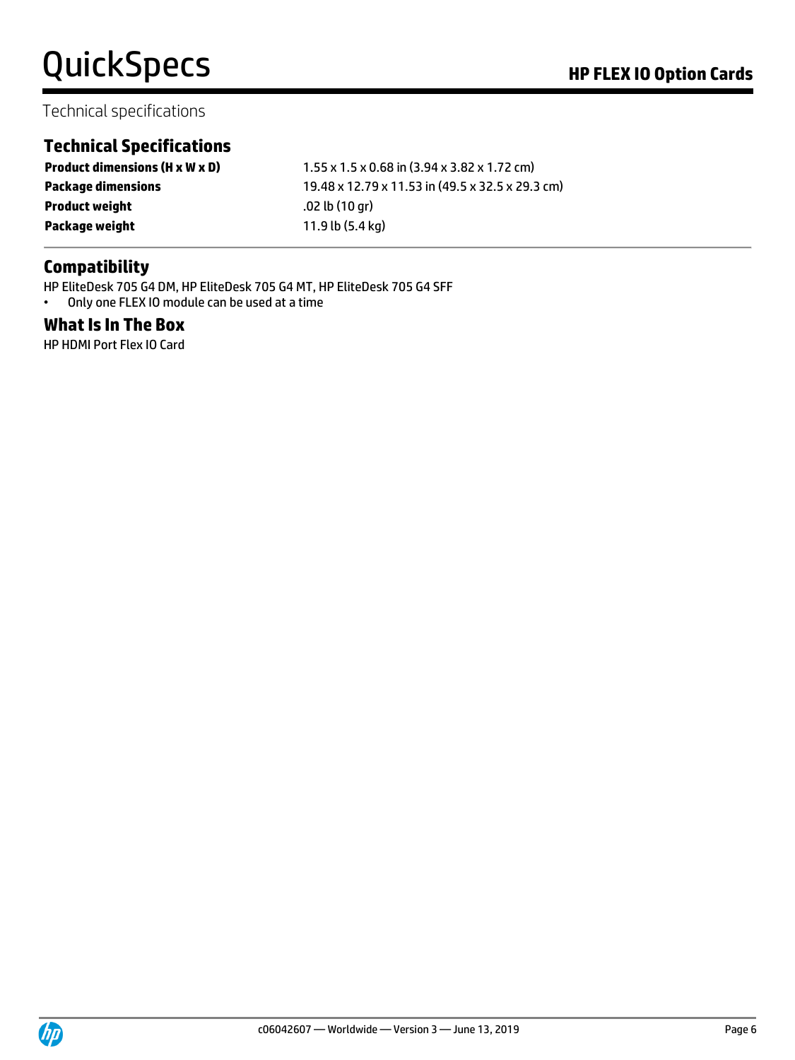Technical specifications

## Technical Specifications

| | |
|---|---|
| **Product dimensions (H x W x D)** | 1.55 x 1.5 x 0.68 in (3.94 x 3.82 x 1.72 cm) |
| **Package dimensions** | 19.48 x 12.79 x 11.53 in (49.5 x 32.5 x 29.3 cm) |
| **Product weight** | .02 lb (10 gr) |
| **Package weight** | 11.9 lb (5.4 kg) |

## Compatibility

HP EliteDesk 705 G4 DM, HP EliteDesk 705 G4 MT, HP EliteDesk 705 G4 SFF

- Only one FLEX IO module can be used at a time

## What Is In The Box

HP HDMI Port Flex IO Card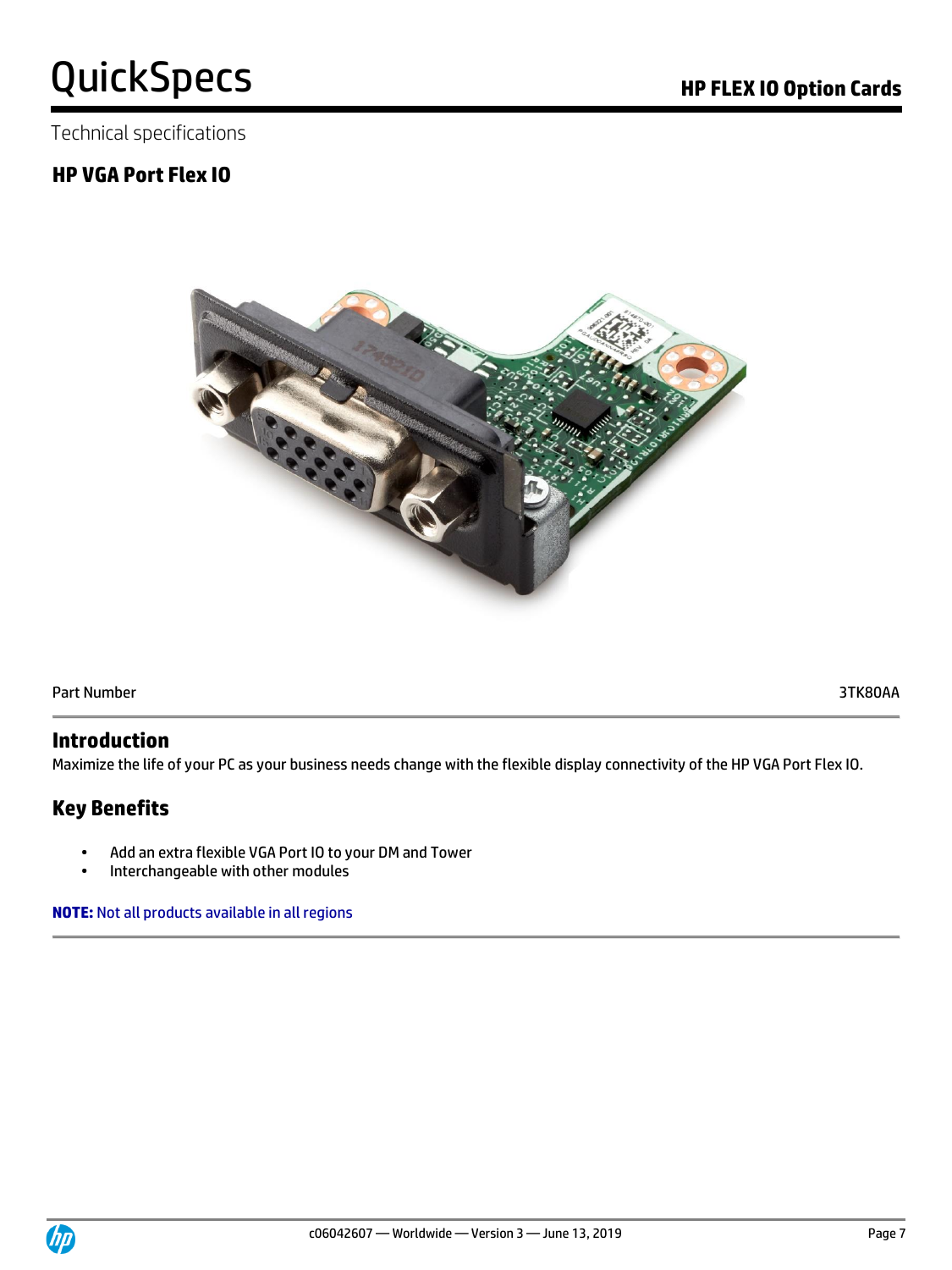Technical specifications

## HP VGA Port Flex IO

| Part Number | 3TK80AA |
| --- | --- |

## Introduction

Maximize the life of your PC as your business needs change with the flexible display connectivity of the HP VGA Port Flex IO.

## Key Benefits

- Add an extra flexible VGA Port IO to your DM and Tower
- Interchangeable with other modules

**NOTE:** Not all products available in all regions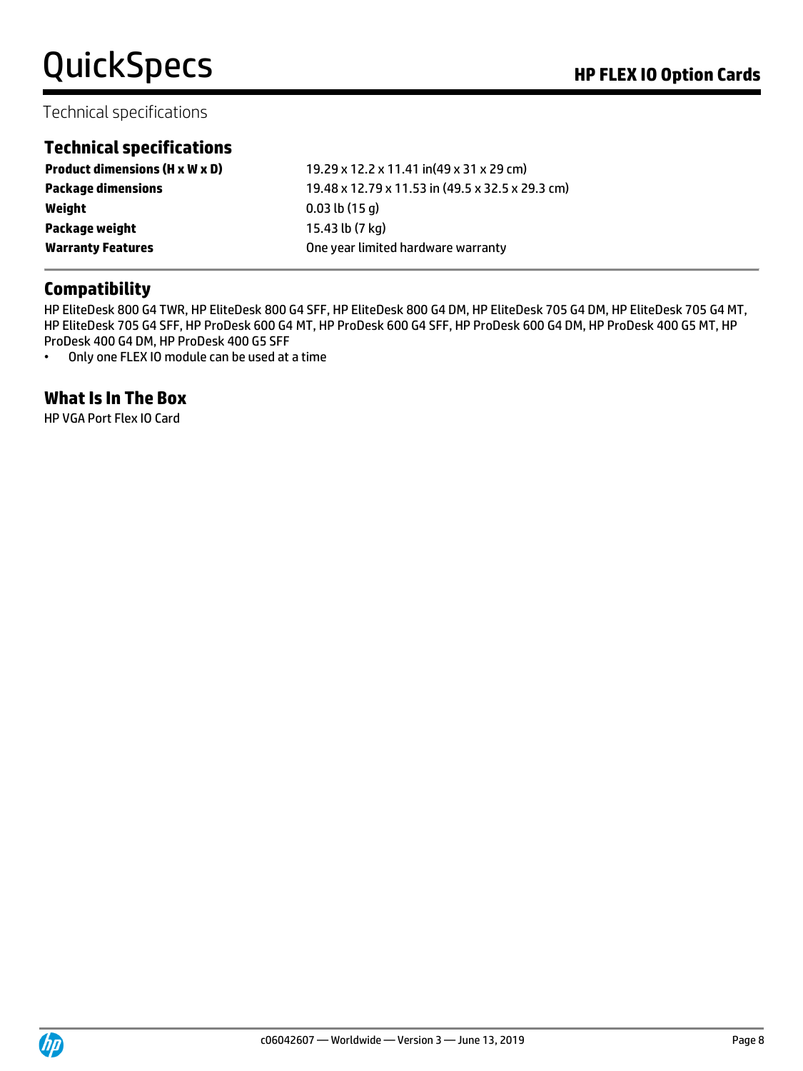Technical specifications

## Technical specifications

| | |
|---|---|
| **Product dimensions (H x W x D)** | 19.29 x 12.2 x 11.41 in(49 x 31 x 29 cm) |
| **Package dimensions** | 19.48 x 12.79 x 11.53 in (49.5 x 32.5 x 29.3 cm) |
| **Weight** | 0.03 lb (15 g) |
| **Package weight** | 15.43 lb (7 kg) |
| **Warranty Features** | One year limited hardware warranty |

## Compatibility

HP EliteDesk 800 G4 TWR, HP EliteDesk 800 G4 SFF, HP EliteDesk 800 G4 DM, HP EliteDesk 705 G4 DM, HP EliteDesk 705 G4 MT, HP EliteDesk 705 G4 SFF, HP ProDesk 600 G4 MT, HP ProDesk 600 G4 SFF, HP ProDesk 600 G4 DM, HP ProDesk 400 G5 MT, HP ProDesk 400 G4 DM, HP ProDesk 400 G5 SFF

- Only one FLEX IO module can be used at a time

## What Is In The Box

HP VGA Port Flex IO Card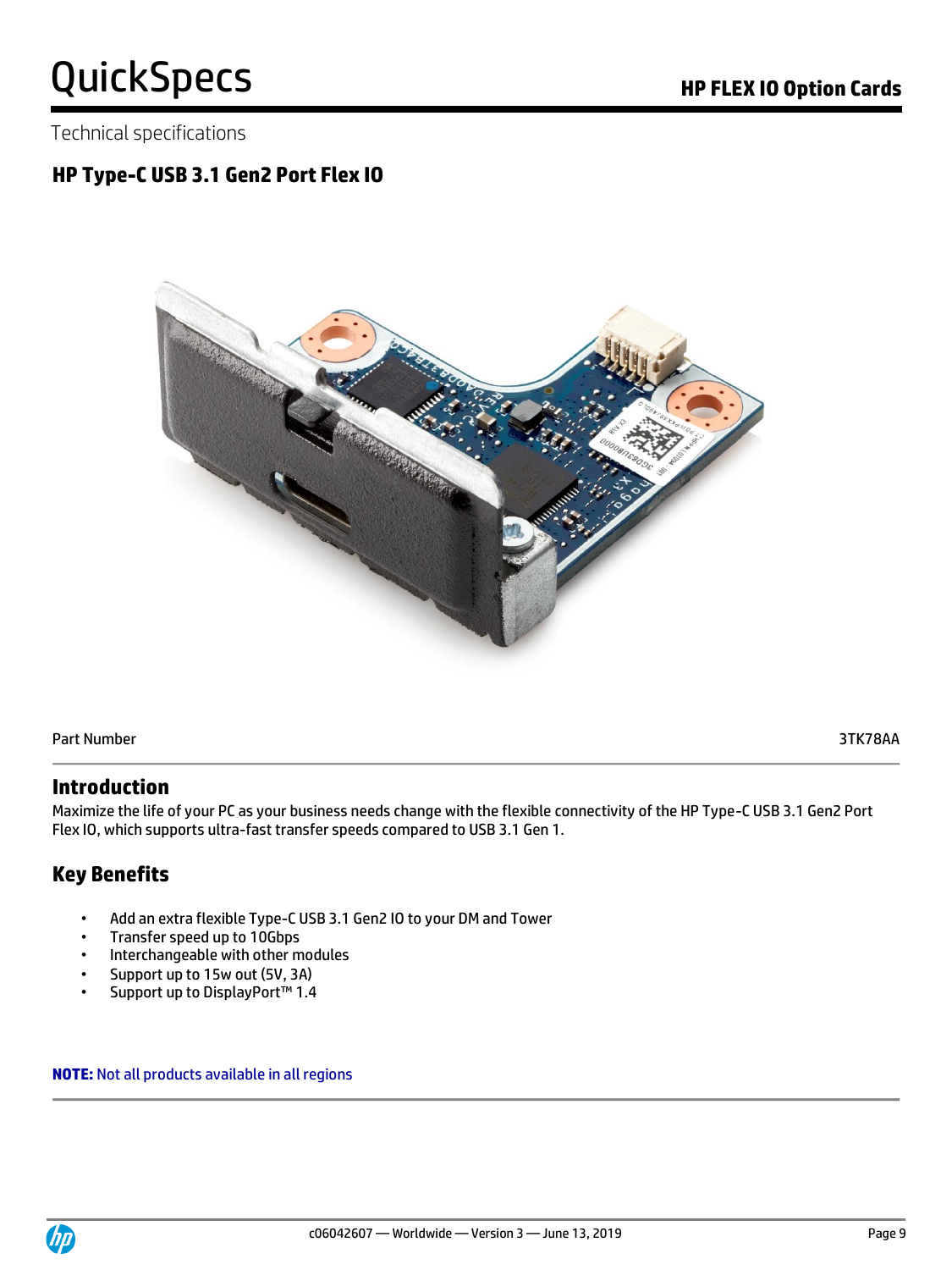Technical specifications

## HP Type-C USB 3.1 Gen2 Port Flex IO

| Part Number | 3TK78AA |
| --- | --- |

## Introduction

Maximize the life of your PC as your business needs change with the flexible connectivity of the HP Type-C USB 3.1 Gen2 Port Flex IO, which supports ultra-fast transfer speeds compared to USB 3.1 Gen 1.

## Key Benefits

- Add an extra flexible Type-C USB 3.1 Gen2 IO to your DM and Tower
- Transfer speed up to 10Gbps
- Interchangeable with other modules
- Support up to 15w out (5V, 3A)
- Support up to DisplayPort™ 1.4

**NOTE:** Not all products available in all regions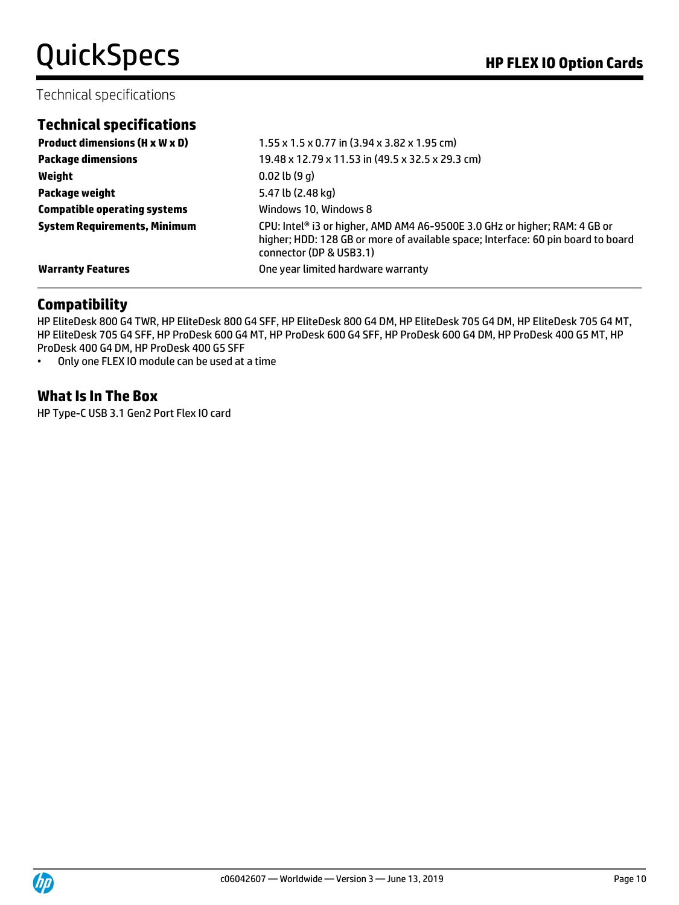Technical specifications

## Technical specifications

| | |
|---|---|
| **Product dimensions (H x W x D)** | 1.55 x 1.5 x 0.77 in (3.94 x 3.82 x 1.95 cm) |
| **Package dimensions** | 19.48 x 12.79 x 11.53 in (49.5 x 32.5 x 29.3 cm) |
| **Weight** | 0.02 lb (9 g) |
| **Package weight** | 5.47 lb (2.48 kg) |
| **Compatible operating systems** | Windows 10, Windows 8 |
| **System Requirements, Minimum** | CPU: Intel® i3 or higher, AMD AM4 A6-9500E 3.0 GHz or higher; RAM: 4 GB or higher; HDD: 128 GB or more of available space; Interface: 60 pin board to board connector (DP & USB3.1) |
| **Warranty Features** | One year limited hardware warranty |

## Compatibility

HP EliteDesk 800 G4 TWR, HP EliteDesk 800 G4 SFF, HP EliteDesk 800 G4 DM, HP EliteDesk 705 G4 DM, HP EliteDesk 705 G4 MT, HP EliteDesk 705 G4 SFF, HP ProDesk 600 G4 MT, HP ProDesk 600 G4 SFF, HP ProDesk 600 G4 DM, HP ProDesk 400 G5 MT, HP ProDesk 400 G4 DM, HP ProDesk 400 G5 SFF

- Only one FLEX IO module can be used at a time

## What Is In The Box

HP Type-C USB 3.1 Gen2 Port Flex IO card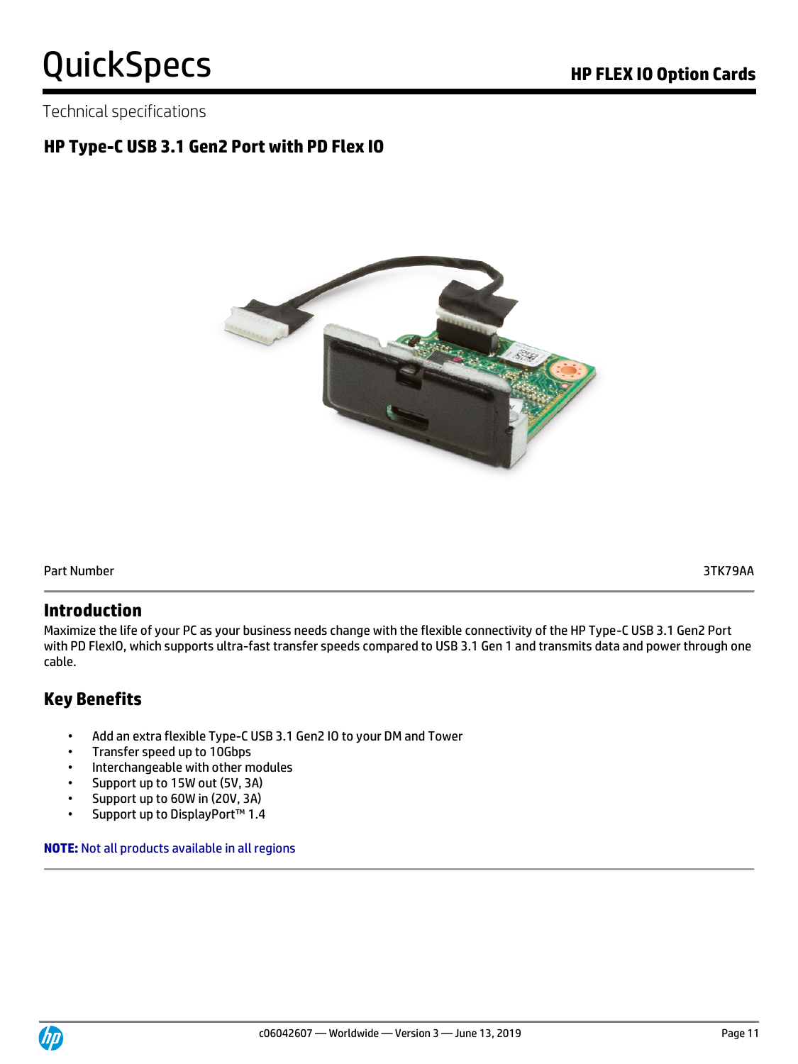Technical specifications

## HP Type-C USB 3.1 Gen2 Port with PD Flex IO

| Part Number | 3TK79AA |
| --- | --- |

## Introduction

Maximize the life of your PC as your business needs change with the flexible connectivity of the HP Type-C USB 3.1 Gen2 Port with PD FlexIO, which supports ultra-fast transfer speeds compared to USB 3.1 Gen 1 and transmits data and power through one cable.

## Key Benefits

- Add an extra flexible Type-C USB 3.1 Gen2 IO to your DM and Tower
- Transfer speed up to 10Gbps
- Interchangeable with other modules
- Support up to 15W out (5V, 3A)
- Support up to 60W in (20V, 3A)
- Support up to DisplayPort™ 1.4

**NOTE:** Not all products available in all regions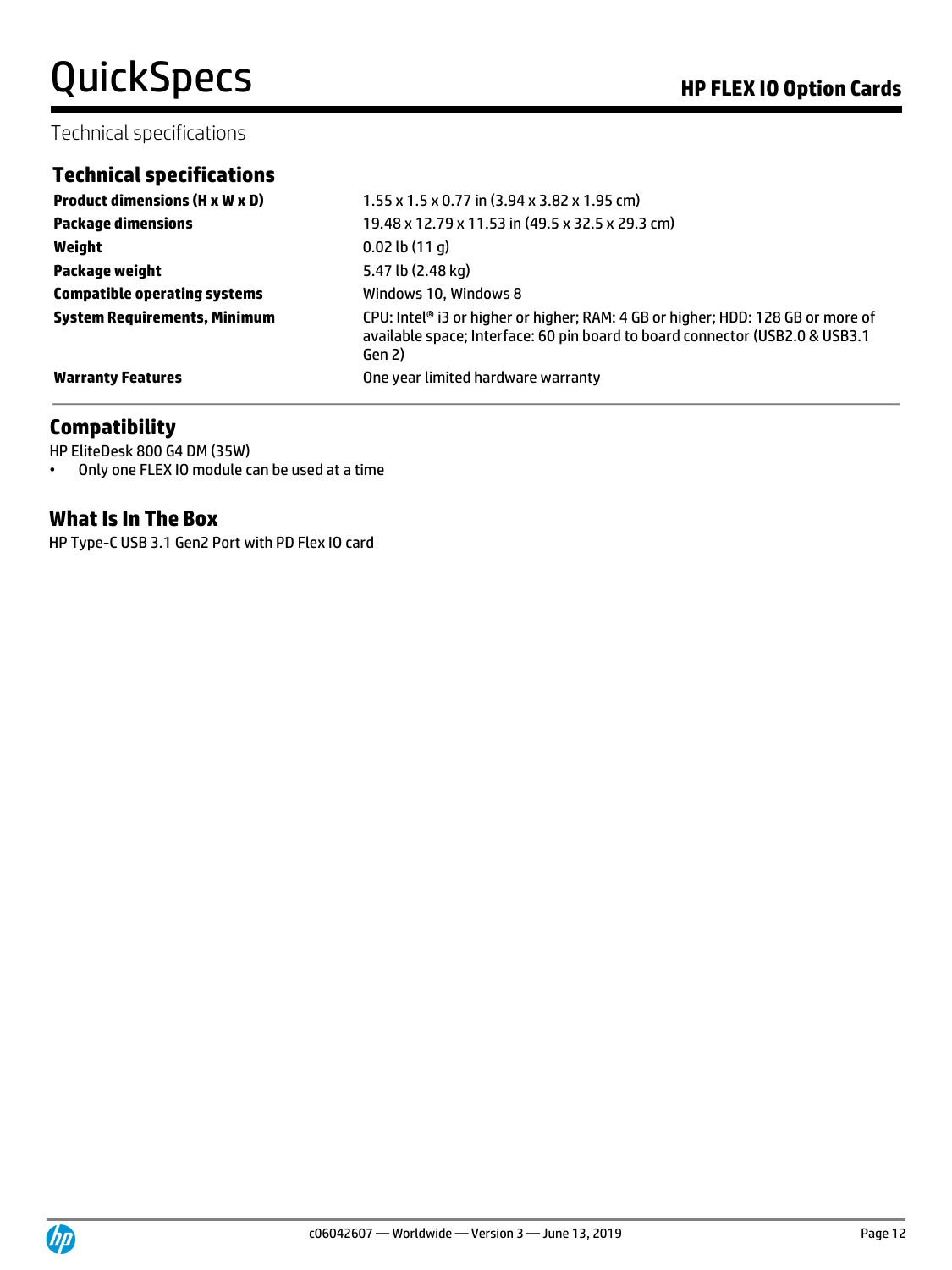Technical specifications

## Technical specifications

| | |
|---|---|
| **Product dimensions (H x W x D)** | 1.55 x 1.5 x 0.77 in (3.94 x 3.82 x 1.95 cm) |
| **Package dimensions** | 19.48 x 12.79 x 11.53 in (49.5 x 32.5 x 29.3 cm) |
| **Weight** | 0.02 lb (11 g) |
| **Package weight** | 5.47 lb (2.48 kg) |
| **Compatible operating systems** | Windows 10, Windows 8 |
| **System Requirements, Minimum** | CPU: Intel® i3 or higher or higher; RAM: 4 GB or higher; HDD: 128 GB or more of available space; Interface: 60 pin board to board connector (USB2.0 & USB3.1 Gen 2) |
| **Warranty Features** | One year limited hardware warranty |

## Compatibility

HP EliteDesk 800 G4 DM (35W)

- Only one FLEX IO module can be used at a time

## What Is In The Box

HP Type-C USB 3.1 Gen2 Port with PD Flex IO card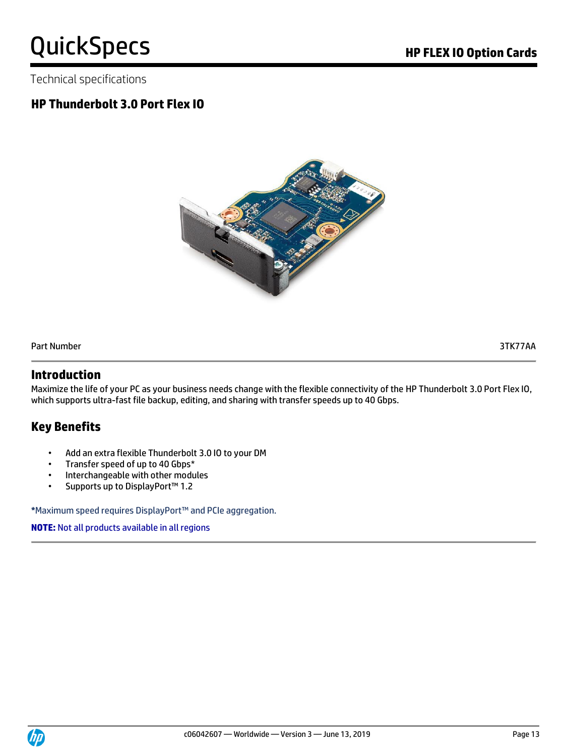Technical specifications

## HP Thunderbolt 3.0 Port Flex IO

| Part Number | 3TK77AA |
|---|---|

## Introduction

Maximize the life of your PC as your business needs change with the flexible connectivity of the HP Thunderbolt 3.0 Port Flex IO, which supports ultra-fast file backup, editing, and sharing with transfer speeds up to 40 Gbps.

## Key Benefits

- Add an extra flexible Thunderbolt 3.0 IO to your DM
- Transfer speed of up to 40 Gbps*
- Interchangeable with other modules
- Supports up to DisplayPort™ 1.2

*Maximum speed requires DisplayPort™ and PCIe aggregation.

**NOTE:** Not all products available in all regions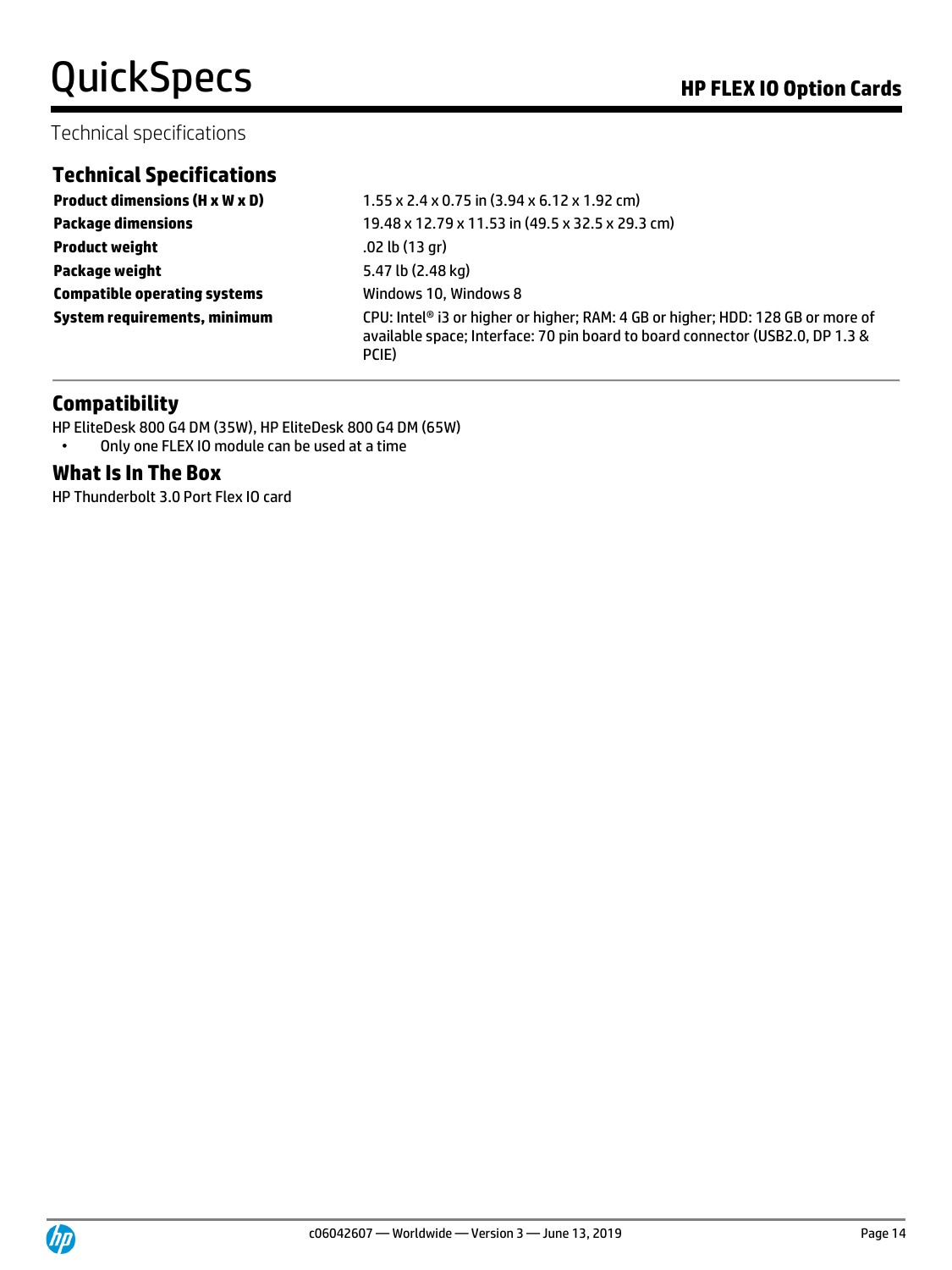Technical specifications

## Technical Specifications

| | |
|---|---|
| **Product dimensions (H x W x D)** | 1.55 x 2.4 x 0.75 in (3.94 x 6.12 x 1.92 cm) |
| **Package dimensions** | 19.48 x 12.79 x 11.53 in (49.5 x 32.5 x 29.3 cm) |
| **Product weight** | .02 lb (13 gr) |
| **Package weight** | 5.47 lb (2.48 kg) |
| **Compatible operating systems** | Windows 10, Windows 8 |
| **System requirements, minimum** | CPU: Intel® i3 or higher or higher; RAM: 4 GB or higher; HDD: 128 GB or more of available space; Interface: 70 pin board to board connector (USB2.0, DP 1.3 & PCIE) |

## Compatibility

HP EliteDesk 800 G4 DM (35W), HP EliteDesk 800 G4 DM (65W)

- Only one FLEX IO module can be used at a time

## What Is In The Box

HP Thunderbolt 3.0 Port Flex IO card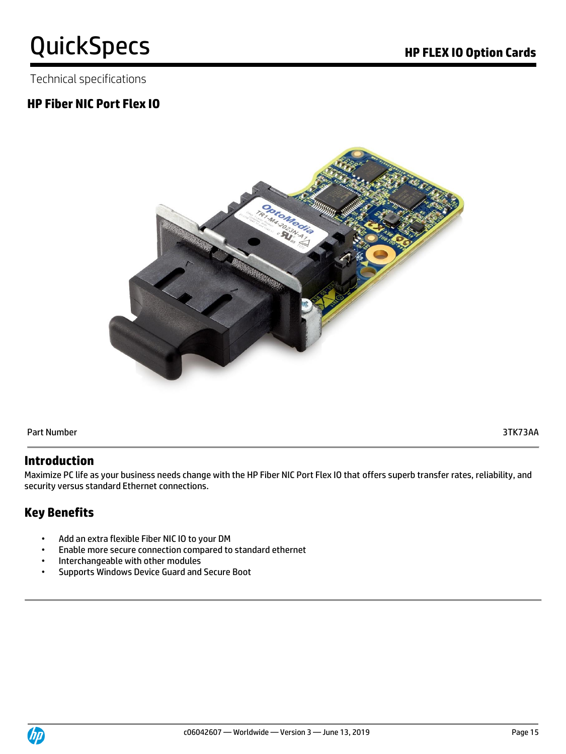Technical specifications

## HP Fiber NIC Port Flex IO

| Part Number | 3TK73AA |
|---|---|

## Introduction

Maximize PC life as your business needs change with the HP Fiber NIC Port Flex IO that offers superb transfer rates, reliability, and security versus standard Ethernet connections.

## Key Benefits

- Add an extra flexible Fiber NIC IO to your DM
- Enable more secure connection compared to standard ethernet
- Interchangeable with other modules
- Supports Windows Device Guard and Secure Boot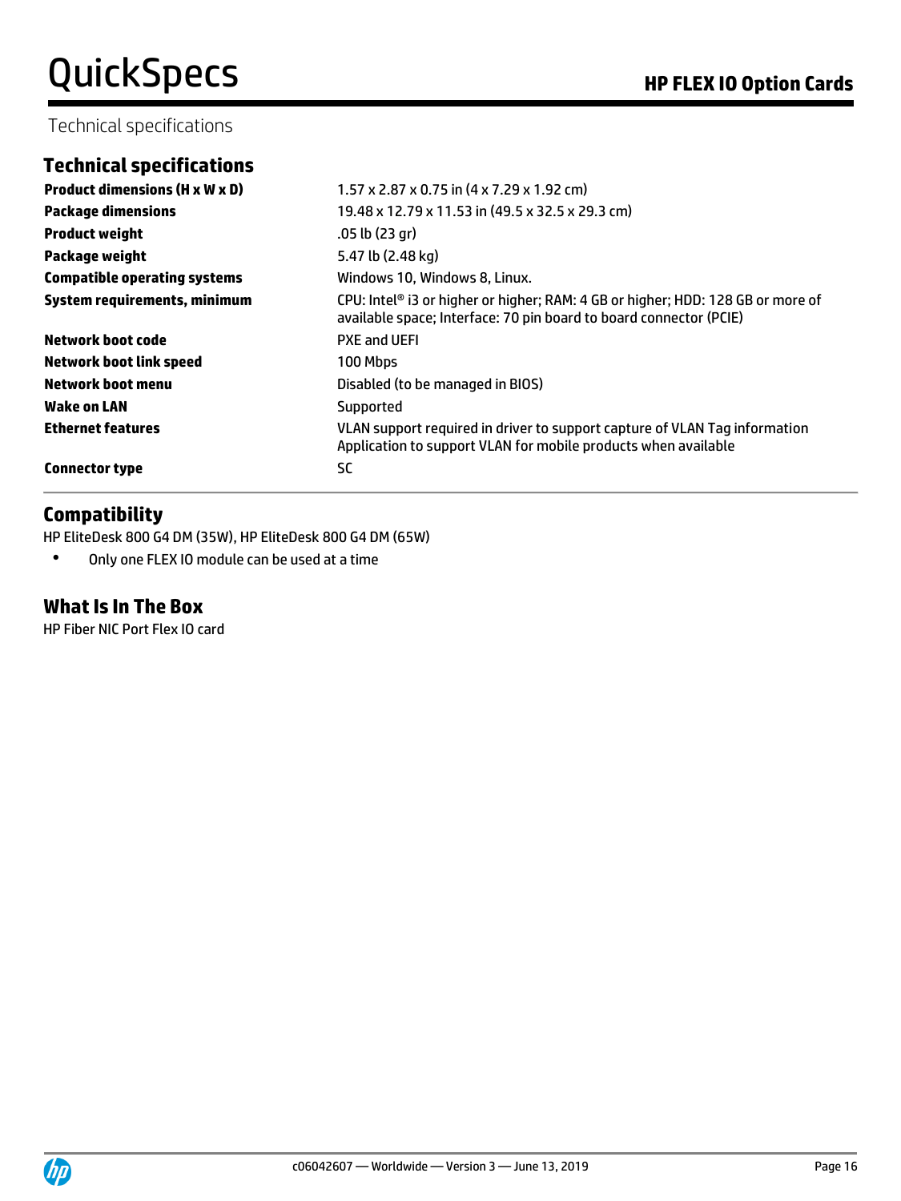Technical specifications

## Technical specifications

| | |
|---|---|
| **Product dimensions (H x W x D)** | 1.57 x 2.87 x 0.75 in (4 x 7.29 x 1.92 cm) |
| **Package dimensions** | 19.48 x 12.79 x 11.53 in (49.5 x 32.5 x 29.3 cm) |
| **Product weight** | .05 lb (23 gr) |
| **Package weight** | 5.47 lb (2.48 kg) |
| **Compatible operating systems** | Windows 10, Windows 8, Linux. |
| **System requirements, minimum** | CPU: Intel® i3 or higher or higher; RAM: 4 GB or higher; HDD: 128 GB or more of available space; Interface: 70 pin board to board connector (PCIE) |
| **Network boot code** | PXE and UEFI |
| **Network boot link speed** | 100 Mbps |
| **Network boot menu** | Disabled (to be managed in BIOS) |
| **Wake on LAN** | Supported |
| **Ethernet features** | VLAN support required in driver to support capture of VLAN Tag information Application to support VLAN for mobile products when available |
| **Connector type** | SC |

## Compatibility

HP EliteDesk 800 G4 DM (35W), HP EliteDesk 800 G4 DM (65W)

- Only one FLEX IO module can be used at a time

## What Is In The Box

HP Fiber NIC Port Flex IO card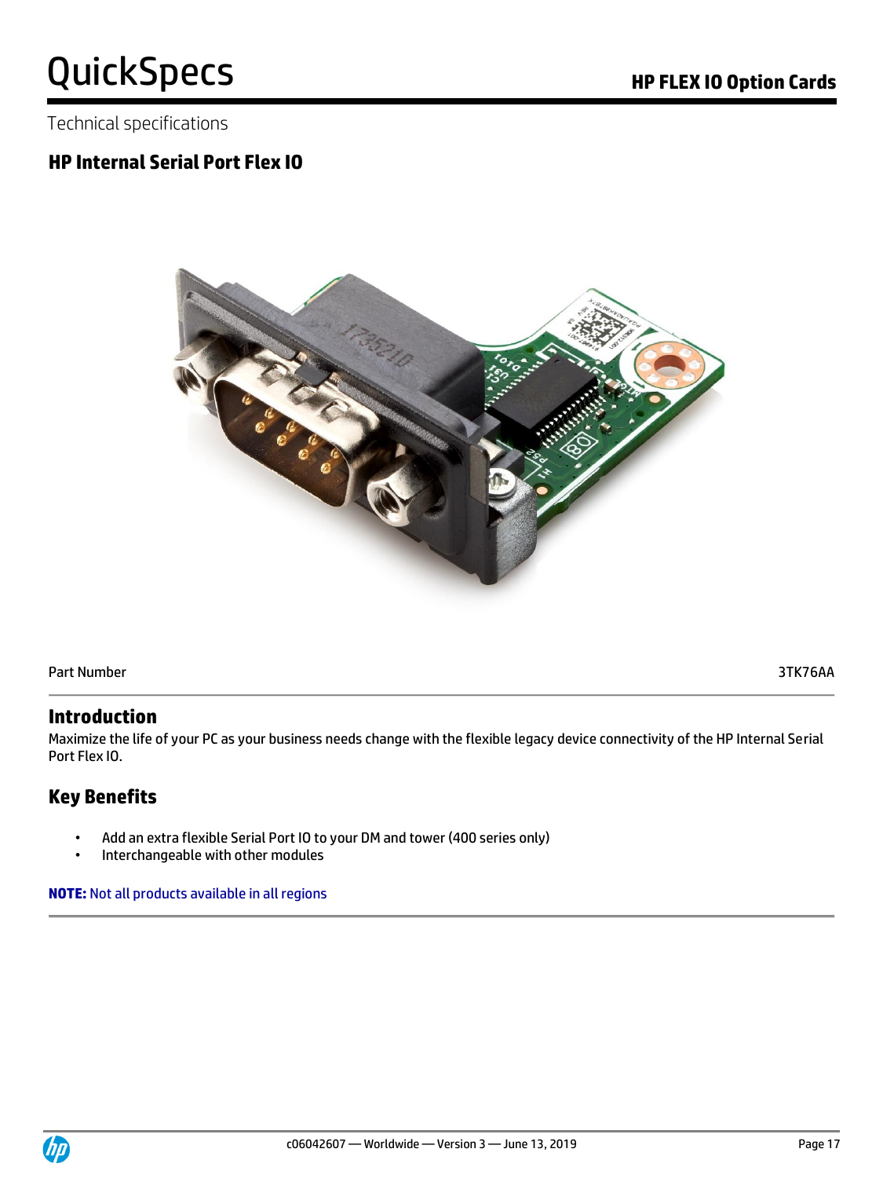Technical specifications

## HP Internal Serial Port Flex IO

| Part Number | 3TK76AA |
|---|---|

## Introduction

Maximize the life of your PC as your business needs change with the flexible legacy device connectivity of the HP Internal Serial Port Flex IO.

## Key Benefits

- Add an extra flexible Serial Port IO to your DM and tower (400 series only)
- Interchangeable with other modules

**NOTE:** Not all products available in all regions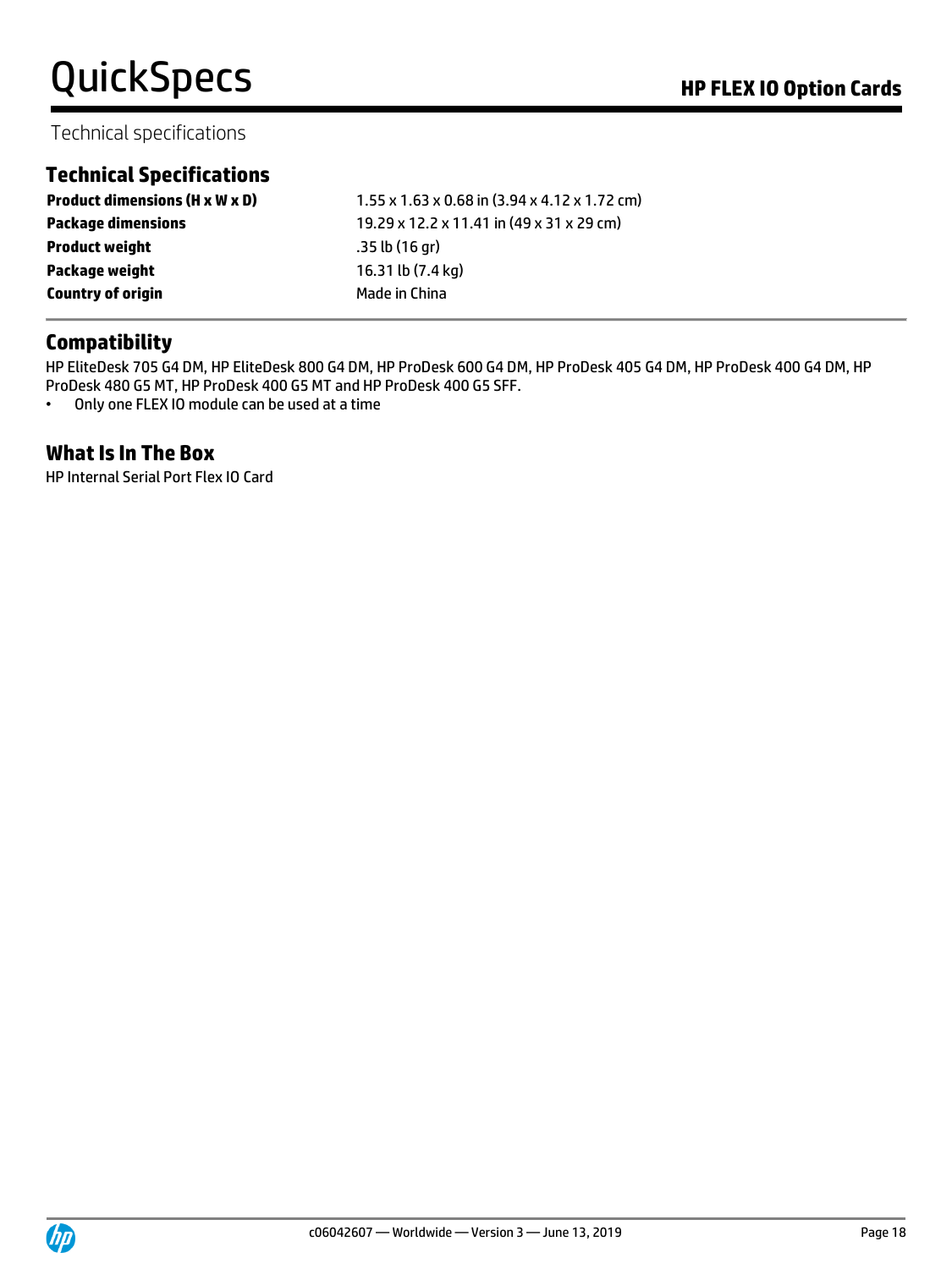Technical specifications

## Technical Specifications

| | |
|---|---|
| **Product dimensions (H x W x D)** | 1.55 x 1.63 x 0.68 in (3.94 x 4.12 x 1.72 cm) |
| **Package dimensions** | 19.29 x 12.2 x 11.41 in (49 x 31 x 29 cm) |
| **Product weight** | .35 lb (16 gr) |
| **Package weight** | 16.31 lb (7.4 kg) |
| **Country of origin** | Made in China |

## Compatibility

HP EliteDesk 705 G4 DM, HP EliteDesk 800 G4 DM, HP ProDesk 600 G4 DM, HP ProDesk 405 G4 DM, HP ProDesk 400 G4 DM, HP ProDesk 480 G5 MT, HP ProDesk 400 G5 MT and HP ProDesk 400 G5 SFF.

- Only one FLEX IO module can be used at a time

## What Is In The Box

HP Internal Serial Port Flex IO Card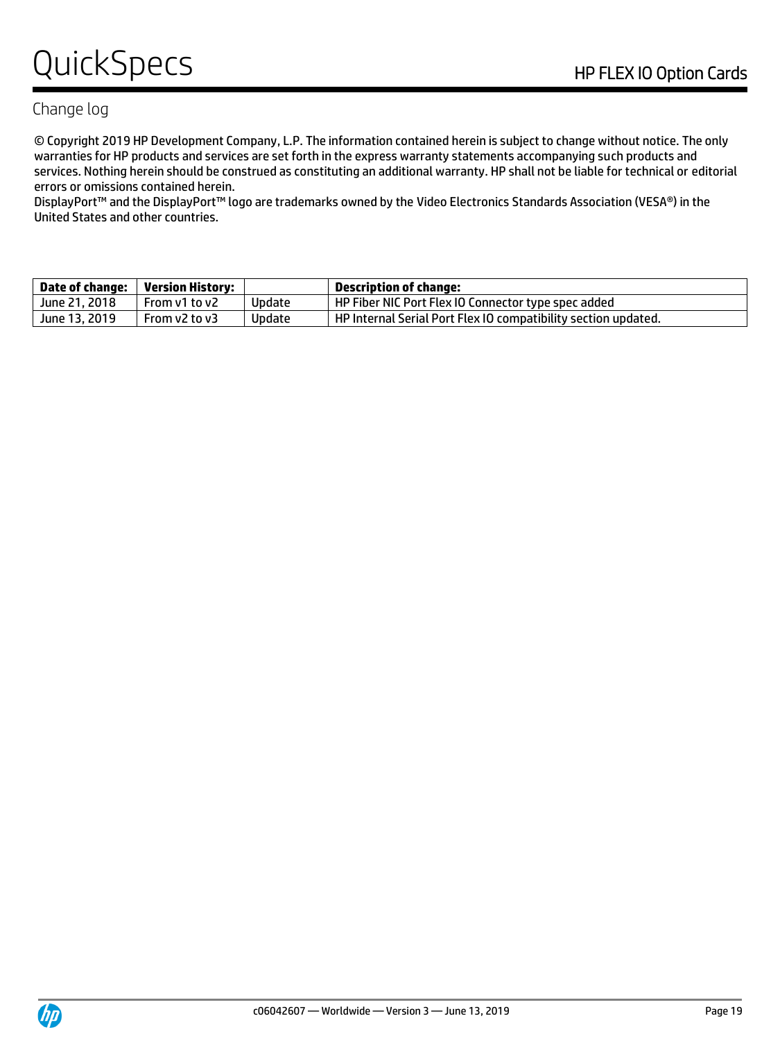## Change log

© Copyright 2019 HP Development Company, L.P. The information contained herein is subject to change without notice. The only warranties for HP products and services are set forth in the express warranty statements accompanying such products and services. Nothing herein should be construed as constituting an additional warranty. HP shall not be liable for technical or editorial errors or omissions contained herein.
DisplayPort™ and the DisplayPort™ logo are trademarks owned by the Video Electronics Standards Association (VESA®) in the United States and other countries.

| **Date of change:** | **Version History:** | | **Description of change:** |
|---|---|---|---|
| June 21, 2018 | From v1 to v2 | Update | HP Fiber NIC Port Flex IO Connector type spec added |
| June 13, 2019 | From v2 to v3 | Update | HP Internal Serial Port Flex IO compatibility section updated. |